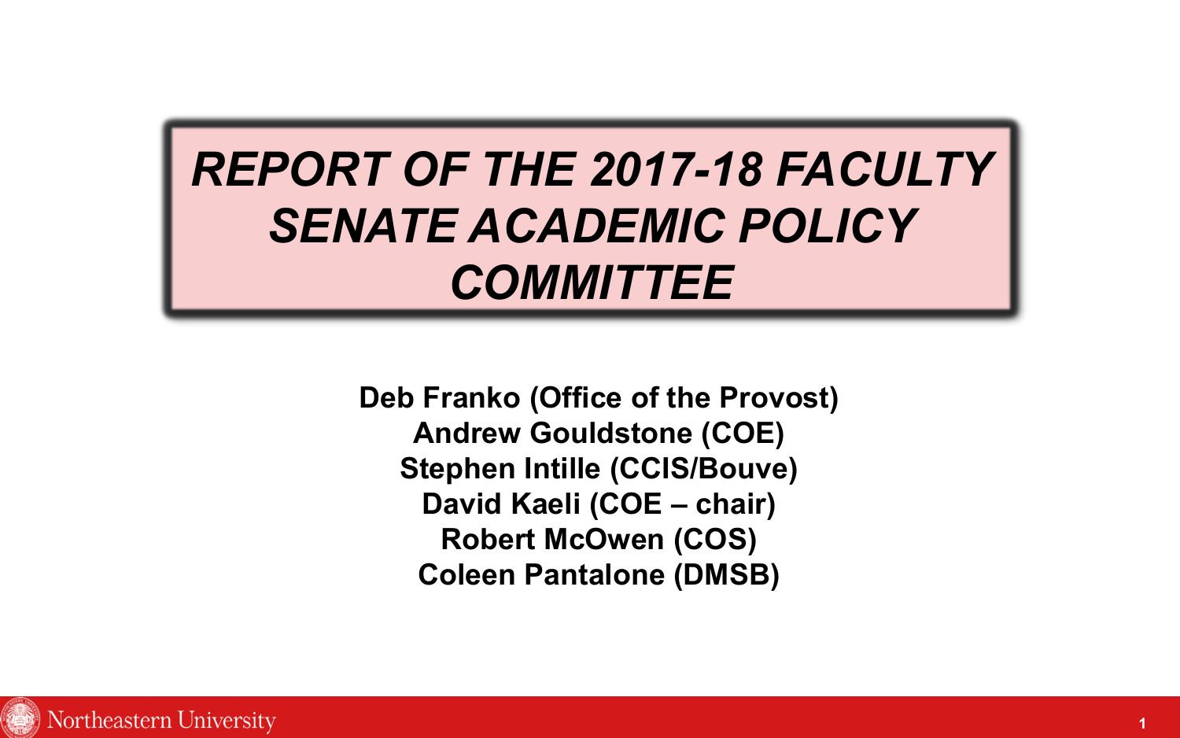# *REPORT OF THE 2017-18 FACULTY SENATE ACADEMIC POLICY COMMITTEE*

**Deb Franko (Office of the Provost)**
**Andrew Gouldstone (COE)**
**Stephen Intille (CCIS/Bouve)**
**David Kaeli (COE – chair)**
**Robert McOwen (COS)**
**Coleen Pantalone (DMSB)**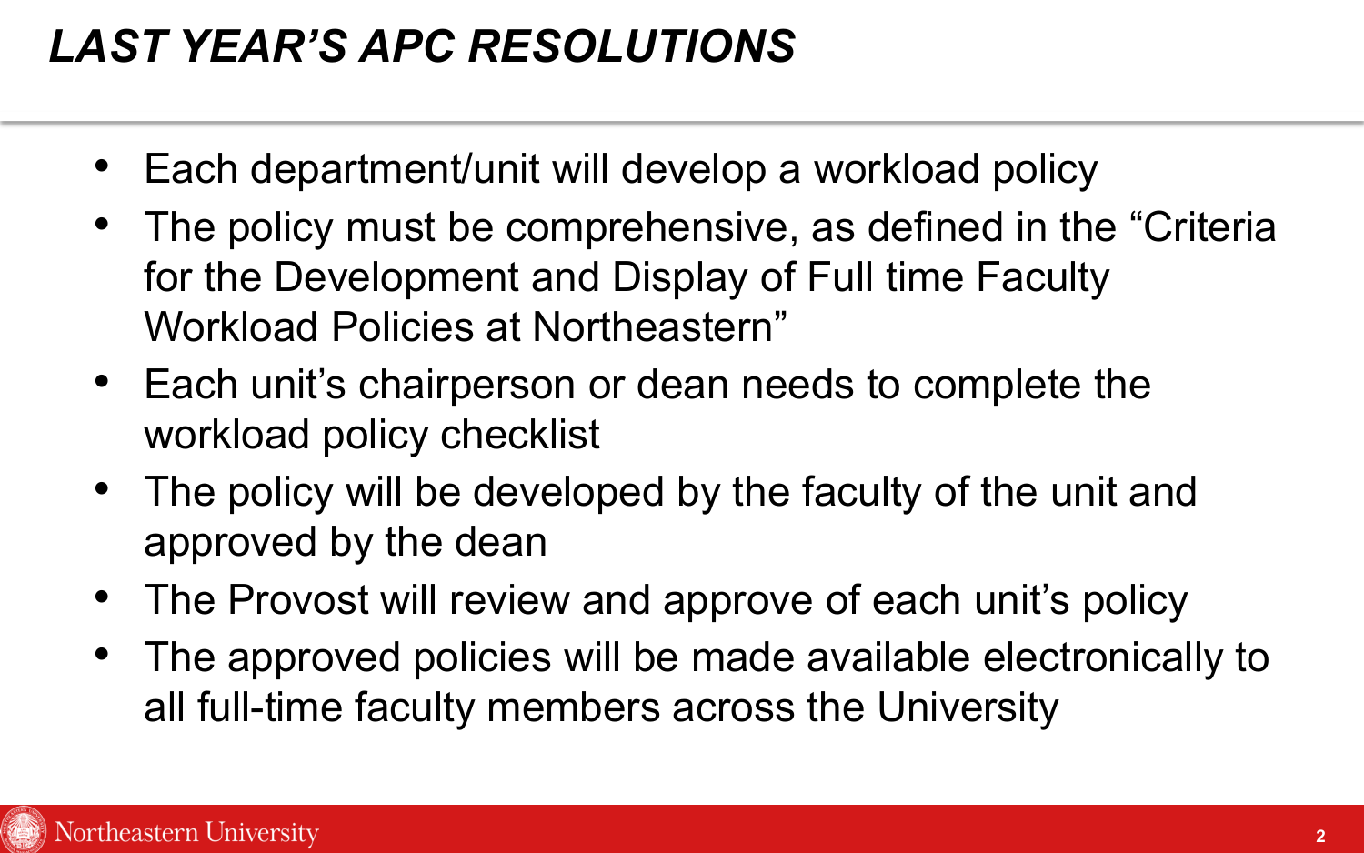# *LAST YEAR'S APC RESOLUTIONS*

- Each department/unit will develop a workload policy
- The policy must be comprehensive, as defined in the "Criteria for the Development and Display of Full time Faculty Workload Policies at Northeastern"
- Each unit's chairperson or dean needs to complete the workload policy checklist
- The policy will be developed by the faculty of the unit and approved by the dean
- The Provost will review and approve of each unit's policy
- The approved policies will be made available electronically to all full-time faculty members across the University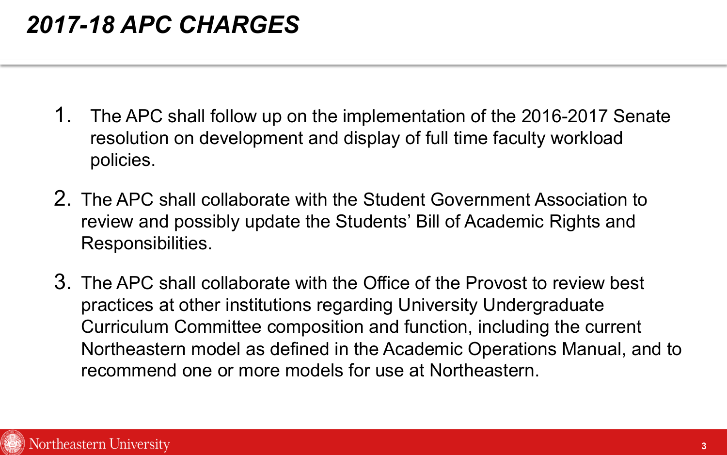# *2017-18 APC CHARGES*

1. The APC shall follow up on the implementation of the 2016-2017 Senate resolution on development and display of full time faculty workload policies.
2. The APC shall collaborate with the Student Government Association to review and possibly update the Students' Bill of Academic Rights and Responsibilities.
3. The APC shall collaborate with the Office of the Provost to review best practices at other institutions regarding University Undergraduate Curriculum Committee composition and function, including the current Northeastern model as defined in the Academic Operations Manual, and to recommend one or more models for use at Northeastern.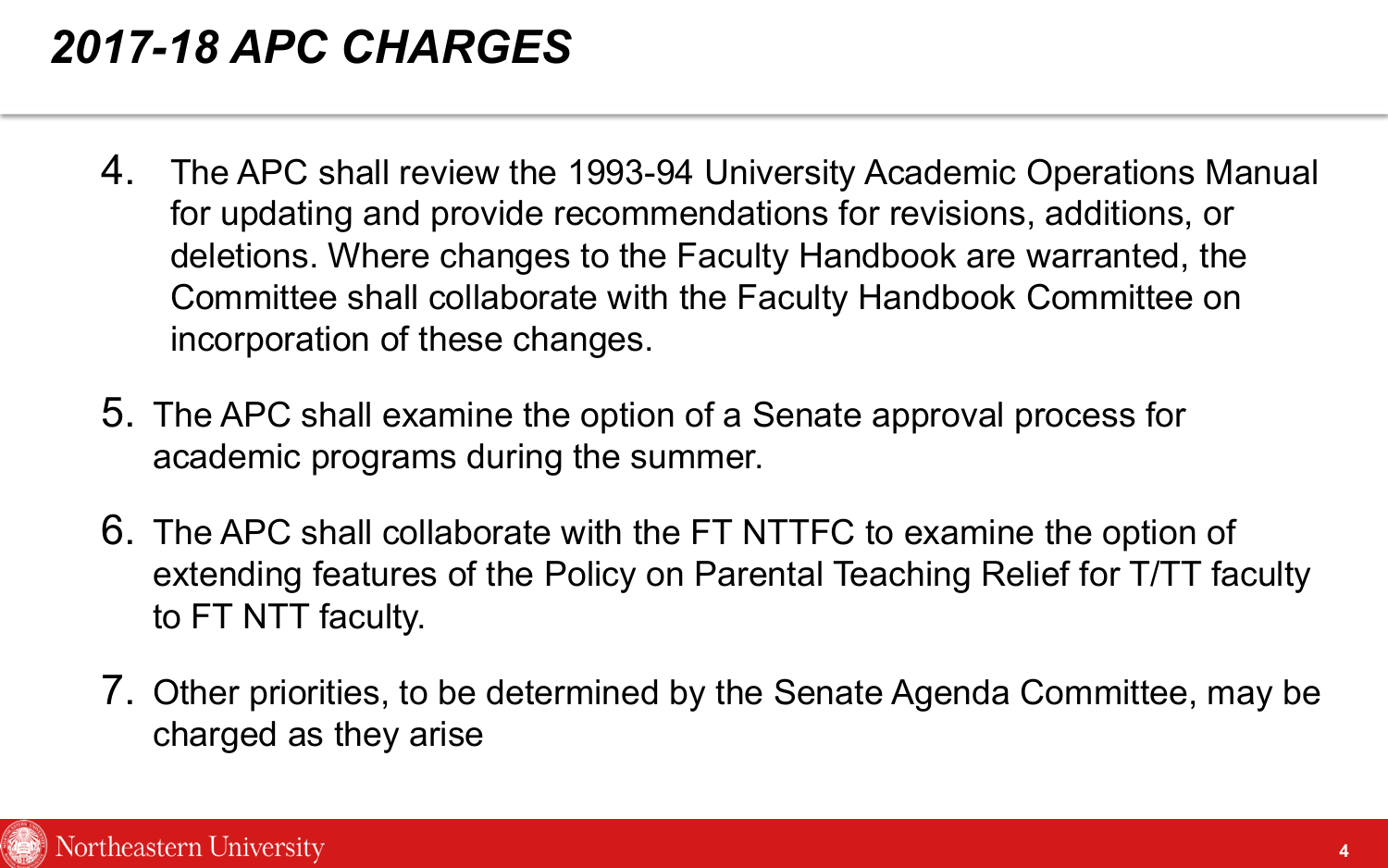# *2017-18 APC CHARGES*

4. The APC shall review the 1993-94 University Academic Operations Manual for updating and provide recommendations for revisions, additions, or deletions. Where changes to the Faculty Handbook are warranted, the Committee shall collaborate with the Faculty Handbook Committee on incorporation of these changes.
5. The APC shall examine the option of a Senate approval process for academic programs during the summer.
6. The APC shall collaborate with the FT NTTFC to examine the option of extending features of the Policy on Parental Teaching Relief for T/TT faculty to FT NTT faculty.
7. Other priorities, to be determined by the Senate Agenda Committee, may be charged as they arise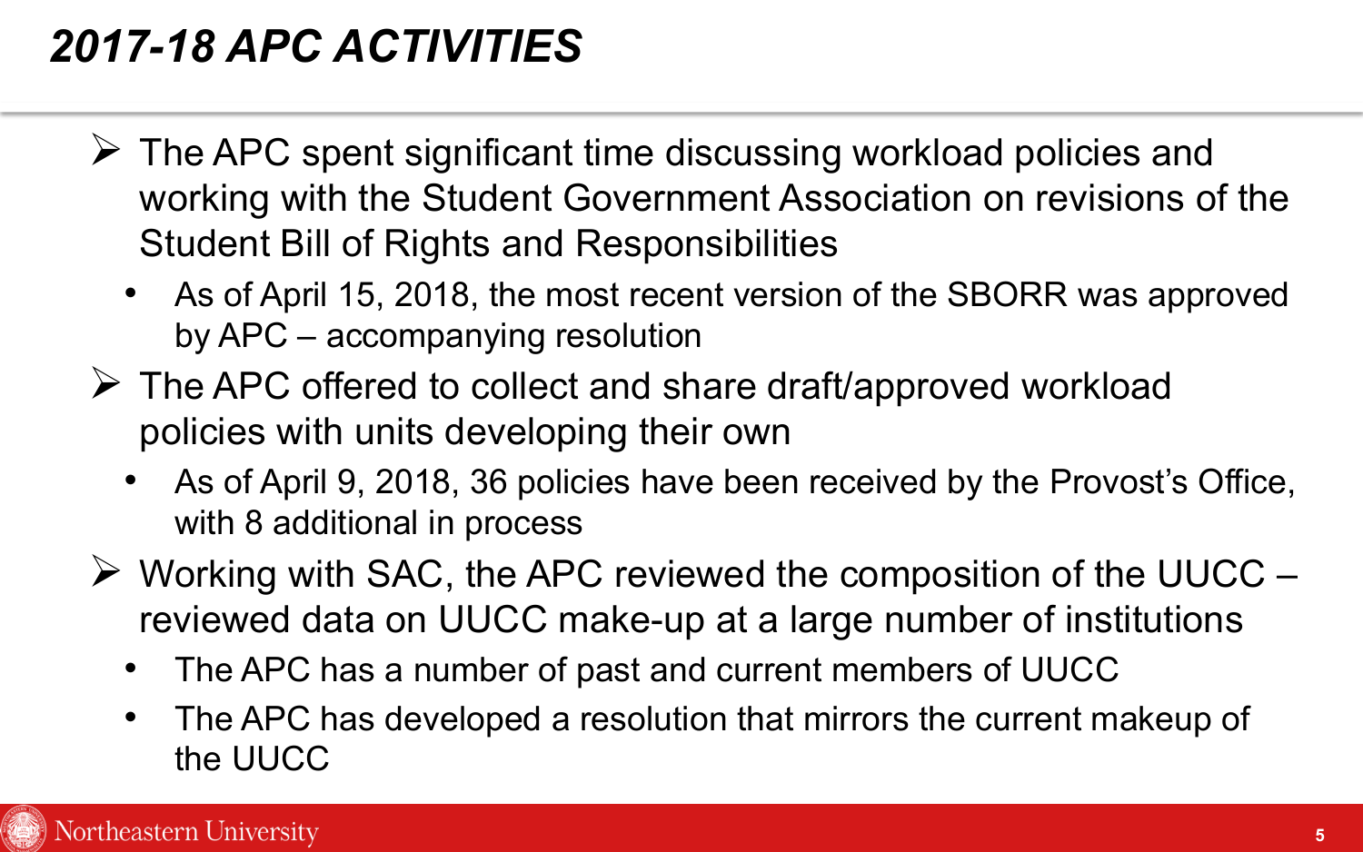# *2017-18 APC ACTIVITIES*

- The APC spent significant time discussing workload policies and working with the Student Government Association on revisions of the Student Bill of Rights and Responsibilities
  - As of April 15, 2018, the most recent version of the SBORR was approved by APC – accompanying resolution
- The APC offered to collect and share draft/approved workload policies with units developing their own
  - As of April 9, 2018, 36 policies have been received by the Provost's Office, with 8 additional in process
- Working with SAC, the APC reviewed the composition of the UUCC – reviewed data on UUCC make-up at a large number of institutions
  - The APC has a number of past and current members of UUCC
  - The APC has developed a resolution that mirrors the current makeup of the UUCC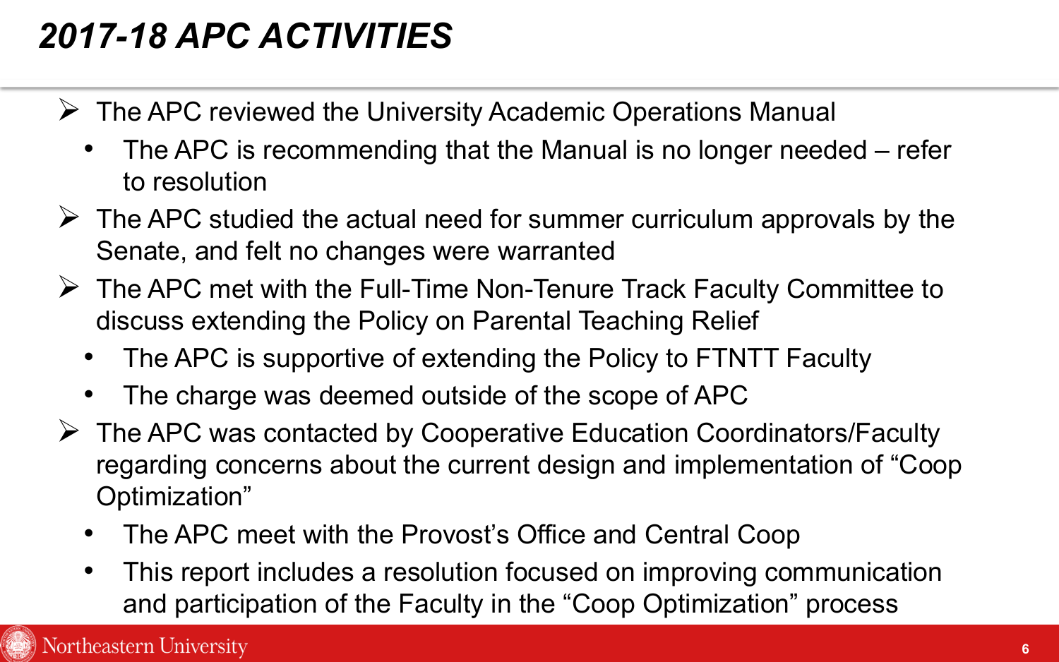# *2017-18 APC ACTIVITIES*

- The APC reviewed the University Academic Operations Manual
  - The APC is recommending that the Manual is no longer needed – refer to resolution
- The APC studied the actual need for summer curriculum approvals by the Senate, and felt no changes were warranted
- The APC met with the Full-Time Non-Tenure Track Faculty Committee to discuss extending the Policy on Parental Teaching Relief
  - The APC is supportive of extending the Policy to FTNTT Faculty
  - The charge was deemed outside of the scope of APC
- The APC was contacted by Cooperative Education Coordinators/Faculty regarding concerns about the current design and implementation of "Coop Optimization"
  - The APC meet with the Provost's Office and Central Coop
  - This report includes a resolution focused on improving communication and participation of the Faculty in the "Coop Optimization" process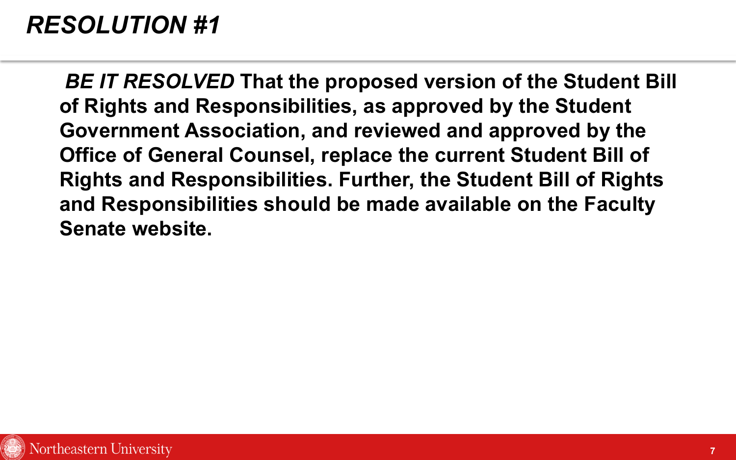# *RESOLUTION #1*

***BE IT RESOLVED* That the proposed version of the Student Bill of Rights and Responsibilities, as approved by the Student Government Association, and reviewed and approved by the Office of General Counsel, replace the current Student Bill of Rights and Responsibilities. Further, the Student Bill of Rights and Responsibilities should be made available on the Faculty Senate website.**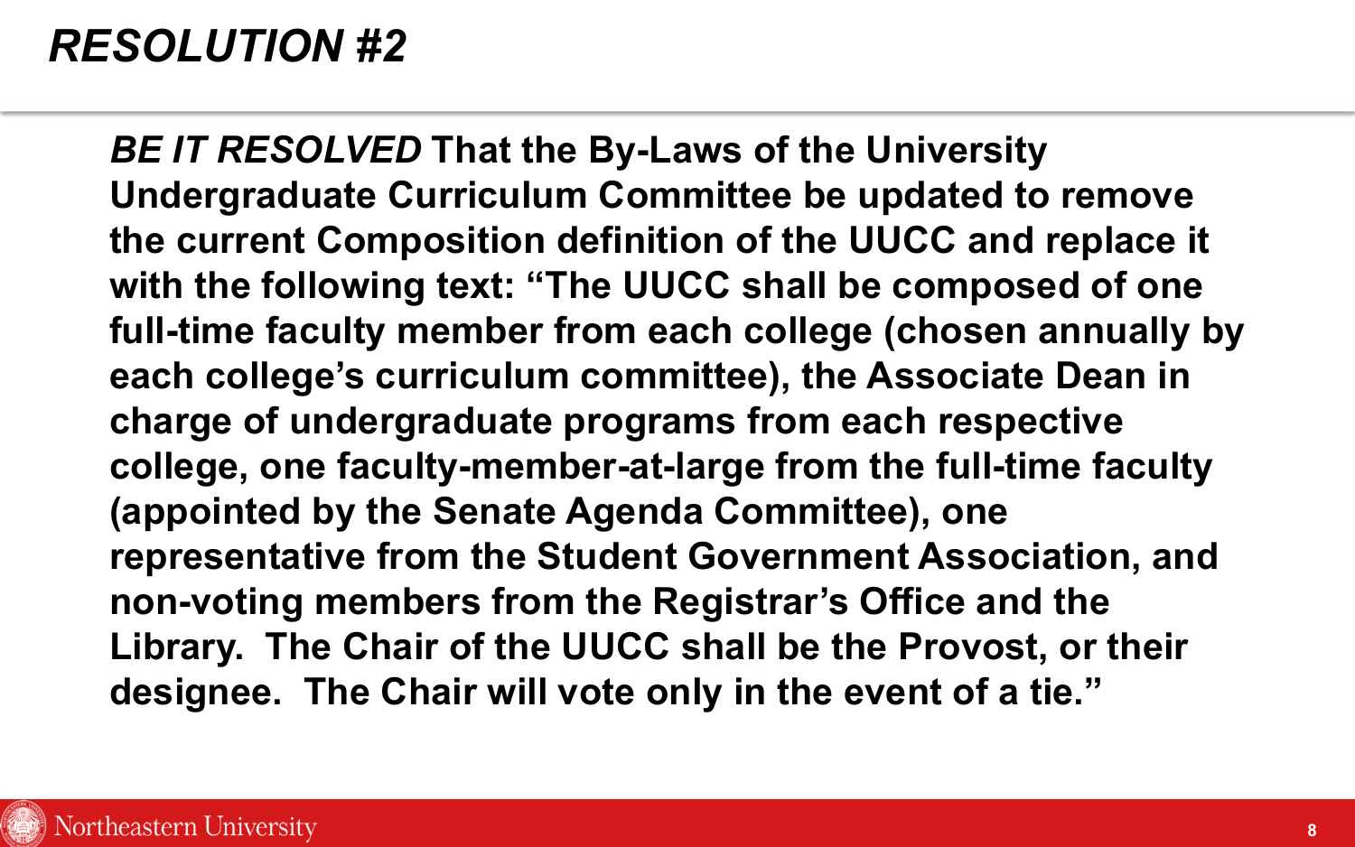# *RESOLUTION #2*

***BE IT RESOLVED*** **That the By-Laws of the University Undergraduate Curriculum Committee be updated to remove the current Composition definition of the UUCC and replace it with the following text: "The UUCC shall be composed of one full-time faculty member from each college (chosen annually by each college's curriculum committee), the Associate Dean in charge of undergraduate programs from each respective college, one faculty-member-at-large from the full-time faculty (appointed by the Senate Agenda Committee), one representative from the Student Government Association, and non-voting members from the Registrar's Office and the Library. The Chair of the UUCC shall be the Provost, or their designee. The Chair will vote only in the event of a tie."**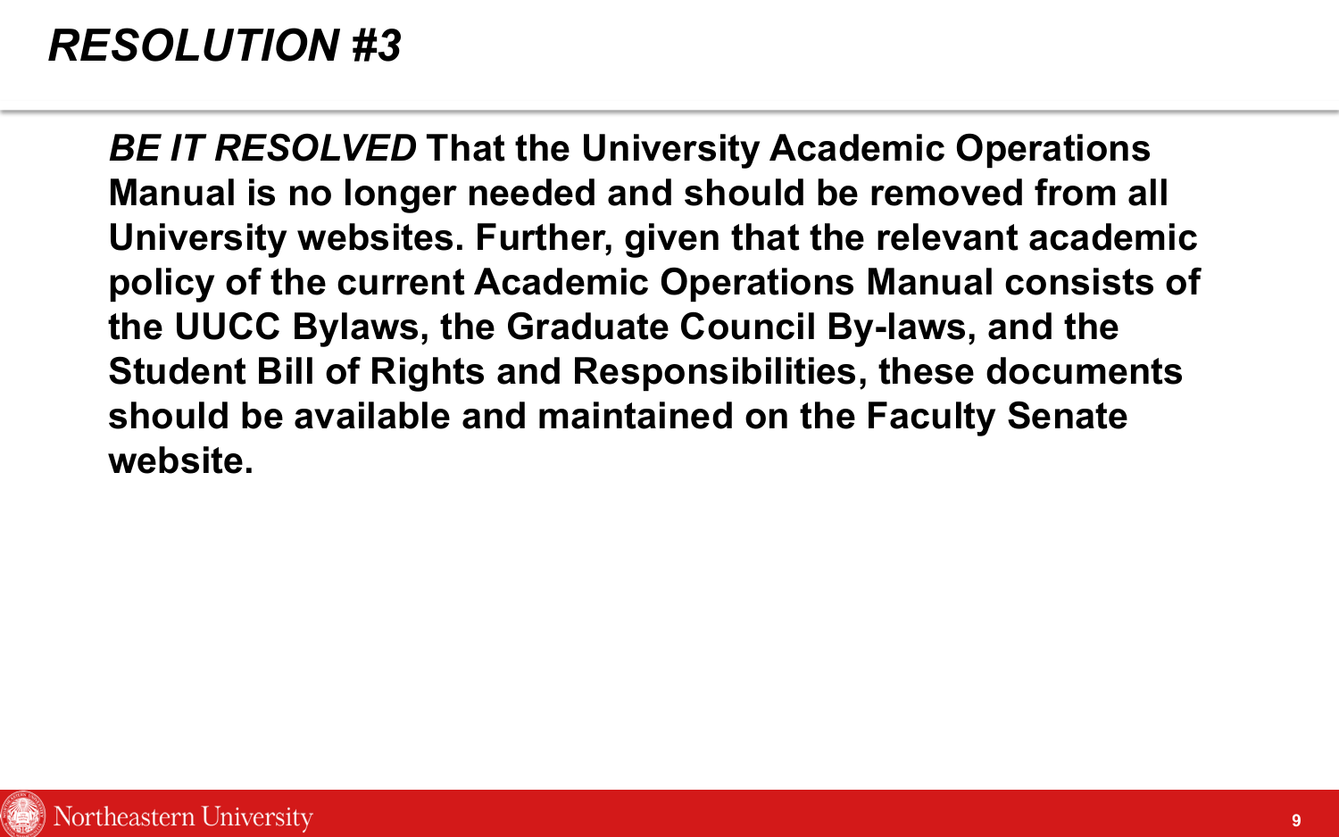# *RESOLUTION #3*

***BE IT RESOLVED*** **That the University Academic Operations Manual is no longer needed and should be removed from all University websites. Further, given that the relevant academic policy of the current Academic Operations Manual consists of the UUCC Bylaws, the Graduate Council By-laws, and the Student Bill of Rights and Responsibilities, these documents should be available and maintained on the Faculty Senate website.**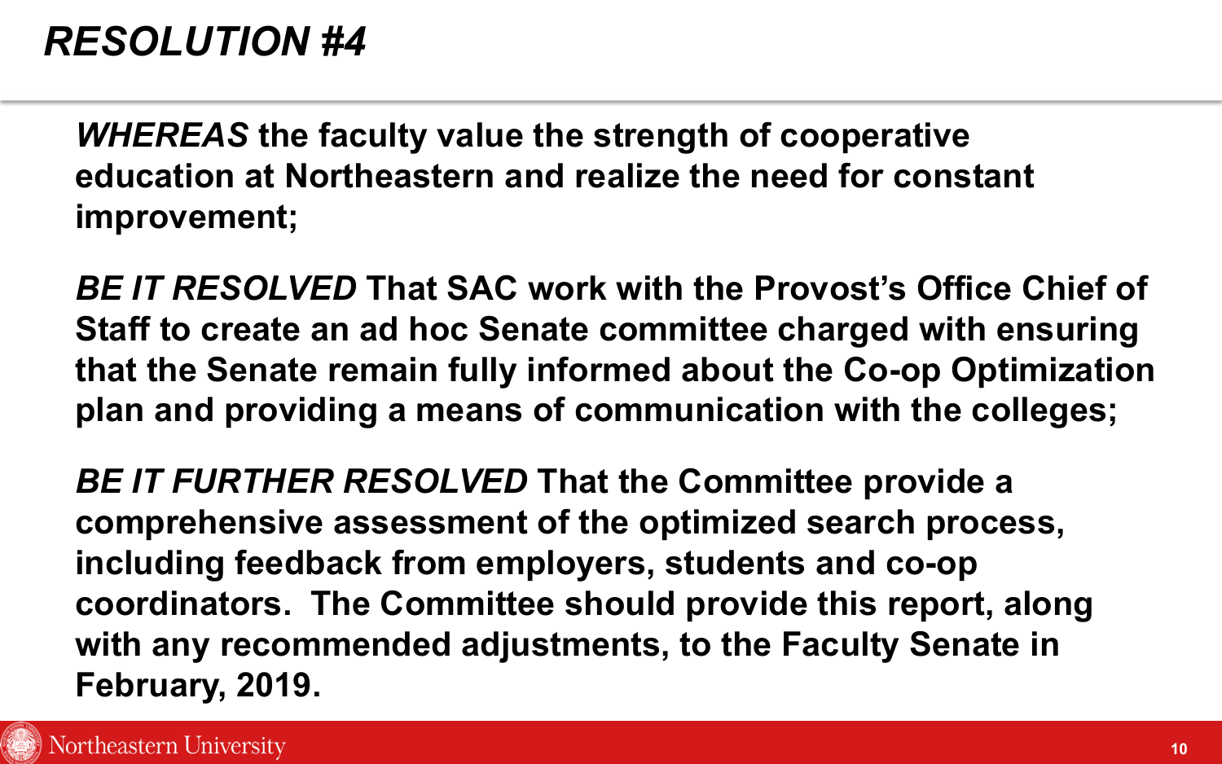# *RESOLUTION #4*

***WHEREAS*** **the faculty value the strength of cooperative education at Northeastern and realize the need for constant improvement;**

***BE IT RESOLVED*** **That SAC work with the Provost's Office Chief of Staff to create an ad hoc Senate committee charged with ensuring that the Senate remain fully informed about the Co-op Optimization plan and providing a means of communication with the colleges;**

***BE IT FURTHER RESOLVED*** **That the Committee provide a comprehensive assessment of the optimized search process, including feedback from employers, students and co-op coordinators. The Committee should provide this report, along with any recommended adjustments, to the Faculty Senate in February, 2019.**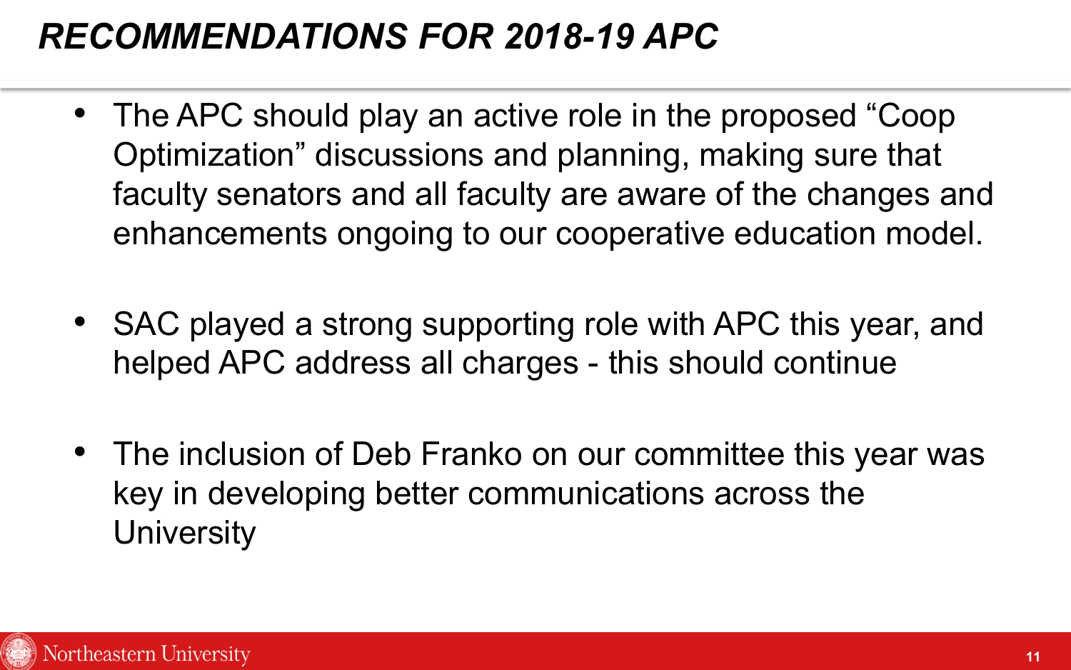# *RECOMMENDATIONS FOR 2018-19 APC*

- The APC should play an active role in the proposed "Coop Optimization" discussions and planning, making sure that faculty senators and all faculty are aware of the changes and enhancements ongoing to our cooperative education model.

- SAC played a strong supporting role with APC this year, and helped APC address all charges - this should continue

- The inclusion of Deb Franko on our committee this year was key in developing better communications across the University